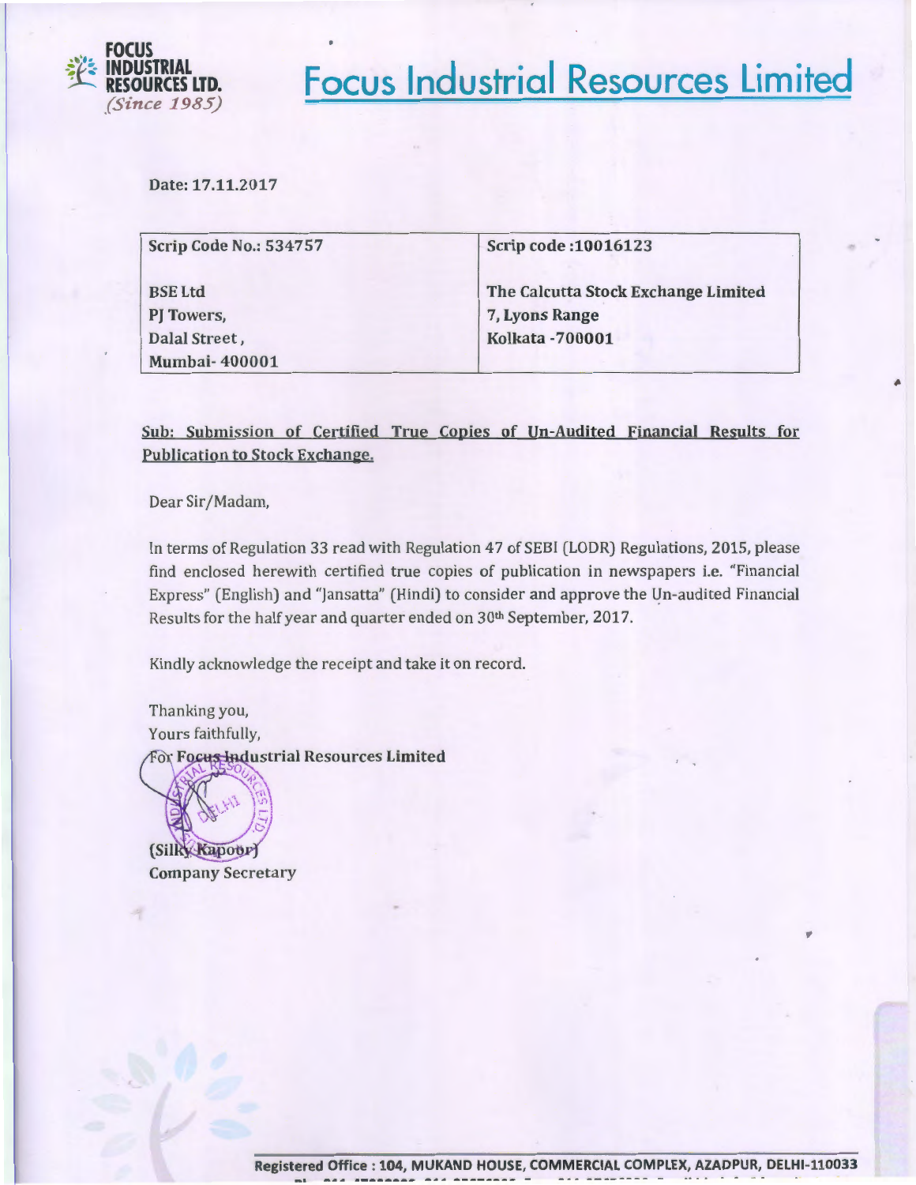**FOCUS INDUSTRIAL RESOURCES LTD.**
*(Since 1985)*

# Focus Industrial Resources Limited

Date: 17.11.2017

| Scrip Code No.: 534757 | Scrip code :10016123 |
|---|---|
| BSE Ltd<br>PJ Towers,<br>Dalal Street,<br>Mumbai- 400001 | The Calcutta Stock Exchange Limited<br>7, Lyons Range<br>Kolkata -700001 |

**Sub: Submission of Certified True Copies of Un-Audited Financial Results for Publication to Stock Exchange.**

Dear Sir/Madam,

In terms of Regulation 33 read with Regulation 47 of SEBI (LODR) Regulations, 2015, please find enclosed herewith certified true copies of publication in newspapers i.e. "Financial Express" (English) and "Jansatta" (Hindi) to consider and approve the Un-audited Financial Results for the half year and quarter ended on 30th September, 2017.

Kindly acknowledge the receipt and take it on record.

Thanking you,
Yours faithfully,
**For Focus Industrial Resources Limited**

**(Silky Kapoor)**
**Company Secretary**

**Registered Office : 104, MUKAND HOUSE, COMMERCIAL COMPLEX, AZADPUR, DELHI-110033**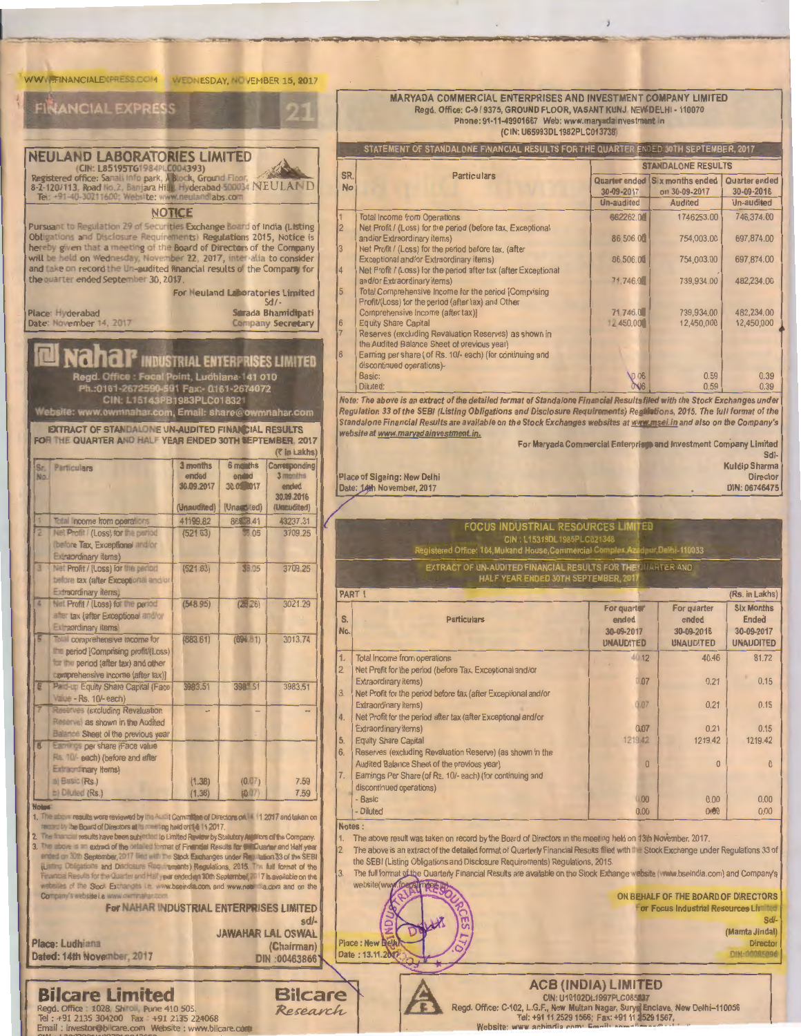## NEULAND LABORATORIES LIMITED

(CIN: L85195TG1984PLC004393)
Registered office: Sanali Info park, A Block, Ground Floor, 8-2-120/113, Road No.2, Banjara Hills, Hyderabad 500034
Tel: +91-40-30211600; Website: www.neulandlabs.com

NEULAND

### NOTICE

Pursuant to Regulation 29 of Securities Exchange Board of India (Listing Obligations and Disclosure Requirements) Regulations 2015, Notice is hereby given that a meeting of the Board of Directors of the Company will be held on Wednesday, November 22, 2017, inter-alia to consider and take on record the Un-audited financial results of the Company for the quarter ended September 30, 2017.

For Neuland Laboratories Limited
Sd/-
Sarada Bhamidipati
Company Secretary

Place: Hyderabad
Date: November 14, 2017

## nahar INDUSTRIAL ENTERPRISES LIMITED

Regd. Office : Focal Point, Ludhiana-141 010
Ph.:0161-2672590-591 Fax:- 0161-2674072
CIN: L15143PB1983PLC018321
Website: www.ownnahar.com, Email: share@ownnahar.com

### EXTRACT OF STANDALONE UN-AUDITED FINANCIAL RESULTS FOR THE QUARTER AND HALF YEAR ENDED 30TH SEPTEMBER, 2017

(₹ in Lakhs)

| Sr. No. | Particulars | 3 months ended 30.09.2017 (Unaudited) | 6 months ended 30.09.2017 (Unaudited) | Corresponding 3 months ended 30.09.2016 (Unaudited) |
|---|---|---|---|---|
| 1 | Total Income from operations | 41199.82 | 86858.41 | 43237.31 |
| 2 | Net Profit / (Loss) for the period (before Tax, Exceptional and/or Extraordinary items) | (521.63) | 35.05 | 3709.25 |
| 3 | Net Profit / (Loss) for the period before tax (after Exceptional and/or Extraordinary items) | (521.63) | 35.05 | 3709.25 |
| 4 | Net Profit / (Loss) for the period after tax (after Exceptional and/or Extraordinary items) | (548.95) | (28.26) | 3021.29 |
| 5 | Total comprehensive income for the period [Comprising profit/(Loss) for the period (after tax) and other comprehensive income (after tax)] | (883.61) | (694.81) | 3013.74 |
| 6 | Paid-up Equity Share Capital (Face Value - Rs. 10/- each) | 3983.51 | 3983.51 | 3983.51 |
| 7 | Reserves (excluding Revaluation Reserve) as shown in the Audited Balance Sheet of the previous year | -- | -- | -- |
| 8 | Earnings per share (Face value Rs. 10/- each) (before and after Extraordinary items) | | | |
| | a) Basic (Rs.) | (1.38) | (0.07) | 7.59 |
| | b) Diluted (Rs.) | (1.38) | (0.07) | 7.59 |

**Notes:**

1. The above results were reviewed by the Audit Committee of Directors on 14.11.2017 and taken on record by the Board of Directors at its meeting held on 14.11.2017.
2. The financial results have been subjected to Limited Review by Statutory Auditors of the Company.
3. The above is an extract of the detailed format of Financial Results for the Quarter and Half year ended on 30th September, 2017 filed with the Stock Exchanges under Regulation 33 of the SEBI (Listing Obligations and Disclosure Requirements) Regulations, 2015. The full format of the Financial Results for the Quarter and Half year ended on 30th September, 2017 is available on the websites of the Stock Exchanges i.e. www.bseindia.com and www.nseindia.com and on the Company's website i.e www.ownnahar.com

For NAHAR INDUSTRIAL ENTERPRISES LIMITED
sd/-
JAWAHAR LAL OSWAL
(Chairman)
DIN :00463866

Place: Ludhiana
Dated: 14th November, 2017

## Bilcare Limited

Regd. Office : 1028, Shiroli, Pune 410 505.
Tel : +91 2135 304200 Fax : +91 2135 224068
Email : investor@bilcare.com Website : www.bilcare.com

Bilcare Research

## MARYADA COMMERCIAL ENTERPRISES AND INVESTMENT COMPANY LIMITED

Regd. Office: C-9 / 9375, GROUND FLOOR, VASANT KUNJ, NEW DELHI - 110070
Phone: 91-11-49901667 Web: www.maryadainvestment.in
(CIN: U65993DL1982PLC013738)

### STATEMENT OF STANDALONE FINANCIAL RESULTS FOR THE QUARTER ENDED 30TH SEPTEMBER, 2017

| SR. No | Particulars | STANDALONE RESULTS | | |
|---|---|---|---|---|
| | | Quarter ended 30-09-2017 Un-audited | Six months ended on 30-09-2017 Audited | Quarter ended 30-09-2016 Un-audited |
| 1 | Total Income from Operations | 662262.00 | 1746253.00 | 746,374.00 |
| 2 | Net Profit / (Loss) for the period (before tax, Exceptional and/or Extraordinary items) | 86,506.00 | 754,003.00 | 697,874.00 |
| 3 | Net Profit / (Loss) for the period before tax, (after Exceptional and/or Extraordinary items) | 86,506.00 | 754,003.00 | 697,874.00 |
| 4 | Net Profit / (Loss) for the period after tax (after Exceptional and/or Extraordinary items) | 71,746.00 | 739,934.00 | 482,234.00 |
| 5 | Total Comprehensive Income for the period [Comprising Profit/(Loss) for the period (after tax) and Other Comprehensive Income (after tax)] | 71,746.00 | 739,934.00 | 482,234.00 |
| 6 | Equity Share Capital | 12,450,000 | 12,450,000 | 12,450,000 |
| 7 | Reserves (excluding Revaluation Reserves) as shown in the Audited Balance Sheet of previous year) | | | |
| 8 | Earning per share (of Rs. 10/- each) (for continuing and discontinued operations)- | | | |
| | Basic: | 0.06 | 0.59 | 0.39 |
| | Diluted: | 0.06 | 0.59 | 0.39 |

*Note: The above is an extract of the detailed format of Standalone Financial Results filed with the Stock Exchanges under Regulation 33 of the SEBI (Listing Obligations and Disclosure Requirements) Regulations, 2015. The full format of the Standalone Financial Results are available on the Stock Exchanges websites at www.msei.in and also on the Company's website at www.maryadainvestment.in.*

For Maryada Commercial Enterprises and Investment Company Limited
Sd/-
Kuldip Sharma
Director
DIN: 06746475

Place of Signing: New Delhi
Date: 14th November, 2017

## FOCUS INDUSTRIAL RESOURCES LIMITED

CIN : L15319DL1985PLC021348
Registered Office: 104,Mukand House,Commercial Complex,Azadpur,Delhi-110033

### EXTRACT OF UN-AUDITED FINANCIAL RESULTS FOR THE QUARTER AND HALF YEAR ENDED 30TH SEPTEMBER, 2017

PART I (Rs. in Lakhs)

| S. No. | Particulars | For quarter ended 30-09-2017 UNAUDITED | For quarter ended 30-09-2016 UNAUDITED | Six Months Ended 30-09-2017 UNAUDITED |
|---|---|---|---|---|
| 1. | Total Income from operations | 40.12 | 40.46 | 81.72 |
| 2. | Net Profit for the period (before Tax, Exceptional and/or Extraordinary items) | 0.07 | 0.21 | 0.15 |
| 3. | Net Profit for the period before tax (after Exceptional and/or Extraordinary items) | 0.07 | 0.21 | 0.15 |
| 4. | Net Profit for the period after tax (after Exceptional and/or Extraordinary items) | 0.07 | 0.21 | 0.15 |
| 5. | Equity Share Capital | 1219.42 | 1219.42 | 1219.42 |
| 6. | Reserves (excluding Revaluation Reserve) (as shown in the Audited Balance Sheet of the previous year) | 0 | 0 | 0 |
| 7. | Earnings Per Share (of Rs. 10/- each) (for continuing and discontinued operations) | | | |
| | - Basic | 0.00 | 0.00 | 0.00 |
| | - Diluted | 0.00 | 0.00 | 0.00 |

Notes :

1. The above result was taken on record by the Board of Directors in the meeting held on 13th November, 2017.
2. The above is an extract of the detailed format of Quarterly Financial Results filed with the Stock Exchange under Regulations 33 of the SEBI (Listing Obligations and Disclosure Requirements) Regulations, 2015.
3. The full format of the Quarterly Financial Results are available on the Stock Exchange website (www.bseindia.com) and Company's website(www.focusindltd.in)

ON BEHALF OF THE BOARD OF DIRECTORS
For Focus Industrial Resources Limited
Sd/-
(Mamta Jindal)
Director
DIN-00085096

Place : New Delhi
Date : 13.11.2017

## ACB (INDIA) LIMITED

CIN: U10102DL1997PLC085837
Regd. Office: C-102, L.G.F., New Multan Nagar, Surya Enclave, New Delhi-110056
Tel: +91 11 2529 1566; Fax: +91 11 2529 1567,
Website: www.acbindia.com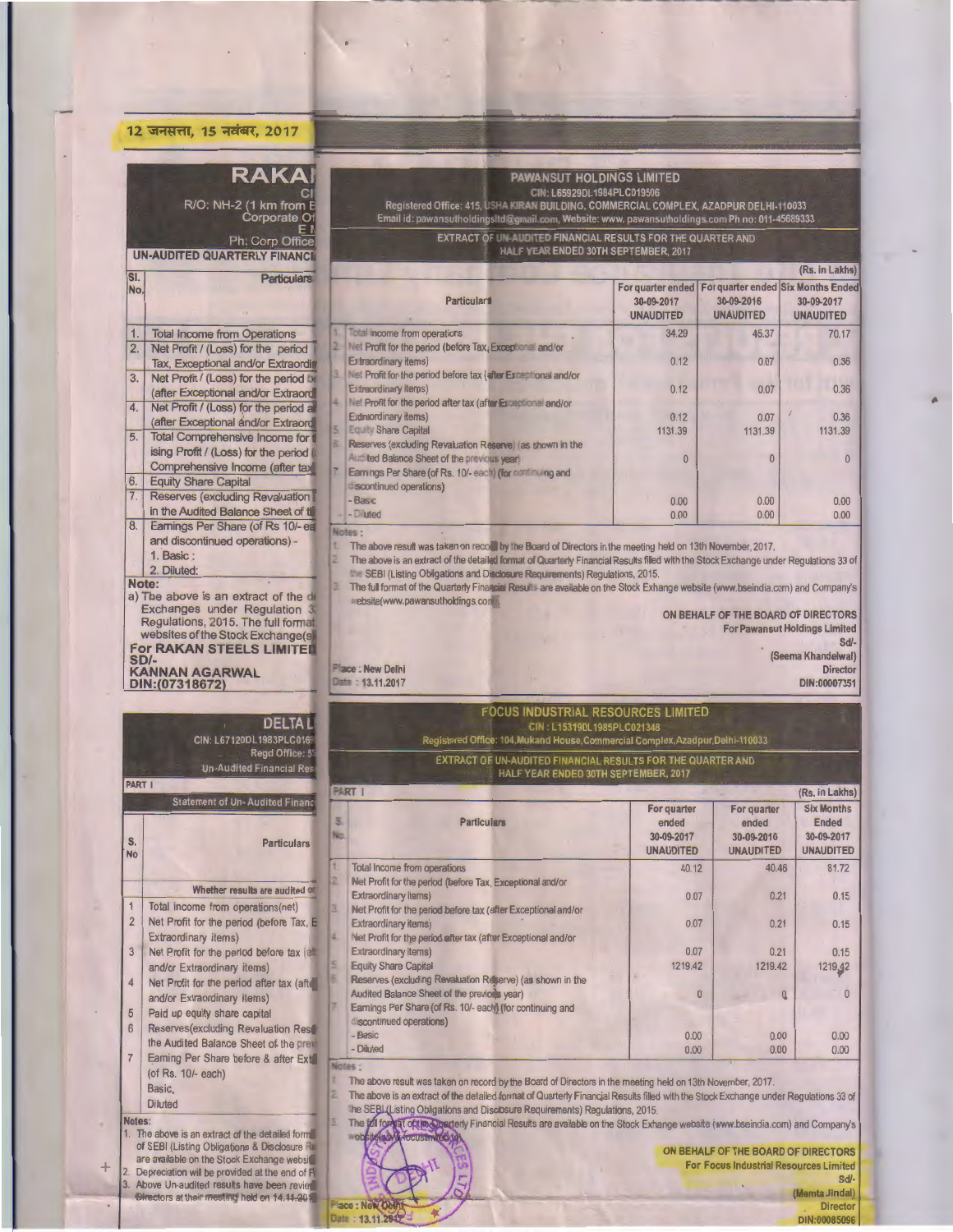12 जनसत्ता, 15 नवंबर, 2017

## RAKAN STEELS LIMITED

R/O: NH-2 (1 km from E...
Corporate O...

Ph: Corp Office

**UN-AUDITED QUARTERLY FINANCI...**

| Sl. No. | Particulars |
|---|---|
| 1. | Total Income from Operations |
| 2. | Net Profit / (Loss) for the period Tax, Exceptional and/or Extraordi... |
| 3. | Net Profit / (Loss) for the period b... (after Exceptional and/or Extraord... |
| 4. | Net Profit / (Loss) for the period a... (after Exceptional and/or Extraord... |
| 5. | Total Comprehensive Income for t... ising Profit / (Loss) for the period ... Comprehensive Income (after tax... |
| 6. | Equity Share Capital |
| 7. | Reserves (excluding Revaluation ... in the Audited Balance Sheet of t... |
| 8. | Earnings Per Share (of Rs 10/- ea... and discontinued operations) - 1. Basic : 2. Diluted: |

Note:
a) The above is an extract of the d... Exchanges under Regulation 3... Regulations, 2015. The full format... websites of the Stock Exchange(s)...

**For RAKAN STEELS LIMITED**
SD/-
**KANNAN AGARWAL**
**DIN:(07318672)**

## PAWANSUT HOLDINGS LIMITED

CIN: L65929DL1984PLC019506

Registered Office: 415, USHA KIRAN BUILDING, COMMERCIAL COMPLEX, AZADPUR DELHI-110033
Email id: pawansutholdingsltd@gmail.com, Website: www.pawansutholdings.com Ph no: 011-45689333

**EXTRACT OF UN-AUDITED FINANCIAL RESULTS FOR THE QUARTER AND HALF YEAR ENDED 30TH SEPTEMBER, 2017**

(Rs. in Lakhs)

| | Particulars | For quarter ended 30-09-2017 UNAUDITED | For quarter ended 30-09-2016 UNAUDITED | Six Months Ended 30-09-2017 UNAUDITED |
|---|---|---|---|---|
| 1 | Total Income from operations | 34.29 | 45.37 | 70.17 |
| 2 | Net Profit for the period (before Tax, Exceptional and/or Extraordinary items) | 0.12 | 0.07 | 0.36 |
| 3 | Net Profit for the period before tax (after Exceptional and/or Extraordinary items) | 0.12 | 0.07 | 0.36 |
| 4 | Net Profit for the period after tax (after Exceptional and/or Extraordinary items) | 0.12 | 0.07 | 0.36 |
| 5 | Equity Share Capital | 1131.39 | 1131.39 | 1131.39 |
| 6 | Reserves (excluding Revaluation Reserve) (as shown in the Audited Balance Sheet of the previous year) | 0 | 0 | 0 |
| 7 | Earnings Per Share (of Rs. 10/- each) (for continuing and discontinued operations) | | | |
| | - Basic | 0.00 | 0.00 | 0.00 |
| | - Diluted | 0.00 | 0.00 | 0.00 |

Notes :
1. The above result was taken on record by the Board of Directors in the meeting held on 13th November, 2017.
2. The above is an extract of the detailed format of Quarterly Financial Results filled with the Stock Exchange under Regulations 33 of the SEBI (Listing Obligations and Disclosure Requirements) Regulations, 2015.
3. The full format of the Quarterly Financial Results are available on the Stock Exhange website (www.bseindia.com) and Company's website(www.pawansutholdings.com).

Place : New Delhi
Date : 13.11.2017

ON BEHALF OF THE BOARD OF DIRECTORS
For Pawansut Holdings Limited
Sd/-
(Seema Khandelwal)
Director
DIN:00007351

## DELTA L...

CIN: L67120DL1983PLC016...
Regd Office: 5...
Un-Audited Financial Res...

PART I

Statement of Un- Audited Financ...

| S. No | Particulars |
|---|---|
| | Whether results are audited o... |
| 1 | Total income from operations(net) |
| 2 | Net Profit for the period (before Tax, E... Extraordinary items) |
| 3 | Net Profit for the period before tax (af... and/or Extraordinary items) |
| 4 | Net Profit for the period after tax (aft... and/or Extraordinary items) |
| 5 | Paid up equity share capital |
| 6 | Reserves(excluding Revaluation Res... the Audited Balance Sheet of the pre... |
| 7 | Earning Per Share before & after Ext... (of Rs. 10/- each) Basic, Diluted |

Notes:
1. The above is an extract of the detailed form... of SEBI (Listing Obligations & Disclosure R... are available on the Stock Exchange websi...
2. Depreciation will be provided at the end of F...
3. Above Un-audited results have been revie... Directors at their meeting held on 14.11.201...

## FOCUS INDUSTRIAL RESOURCES LIMITED

CIN : L15319DL1985PLC021348

Registered Office: 104,Mukand House,Commercial Complex,Azadpur,Delhi-110033

**EXTRACT OF UN-AUDITED FINANCIAL RESULTS FOR THE QUARTER AND HALF YEAR ENDED 30TH SEPTEMBER, 2017**

PART I (Rs. in Lakhs)

| S. No. | Particulars | For quarter ended 30-09-2017 UNAUDITED | For quarter ended 30-09-2016 UNAUDITED | Six Months Ended 30-09-2017 UNAUDITED |
|---|---|---|---|---|
| 1. | Total Income from operations | 40.12 | 40.46 | 81.72 |
| 2. | Net Profit for the period (before Tax, Exceptional and/or Extraordinary items) | 0.07 | 0.21 | 0.15 |
| 3. | Net Profit for the period before tax (after Exceptional and/or Extraordinary items) | 0.07 | 0.21 | 0.15 |
| 4. | Net Profit for the period after tax (after Exceptional and/or Extraordinary items) | 0.07 | 0.21 | 0.15 |
| 5. | Equity Share Capital | 1219.42 | 1219.42 | 1219.42 |
| 6. | Reserves (excluding Revaluation Reserve) (as shown in the Audited Balance Sheet of the previous year) | 0 | 0 | 0 |
| 7. | Earnings Per Share (of Rs. 10/- each) (for continuing and discontinued operations) | | | |
| | - Basic | 0.00 | 0.00 | 0.00 |
| | - Diluted | 0.00 | 0.00 | 0.00 |

Notes :
1. The above result was taken on record by the Board of Directors in the meeting held on 13th November, 2017.
2. The above is an extract of the detailed format of Quarterly Financial Results filled with the Stock Exchange under Regulations 33 of the SEBI (Listing Obligations and Disclosure Requirements) Regulations, 2015.
3. The full format of the Quarterly Financial Results are available on the Stock Exhange website (www.bseindia.com) and Company's website(www.focuslimited.in).

Place : New Delhi
Date : 13.11.2017

ON BEHALF OF THE BOARD OF DIRECTORS
For Focus Industrial Resources Limited
Sd/-
(Mamta Jindal)
Director
DIN:00085096